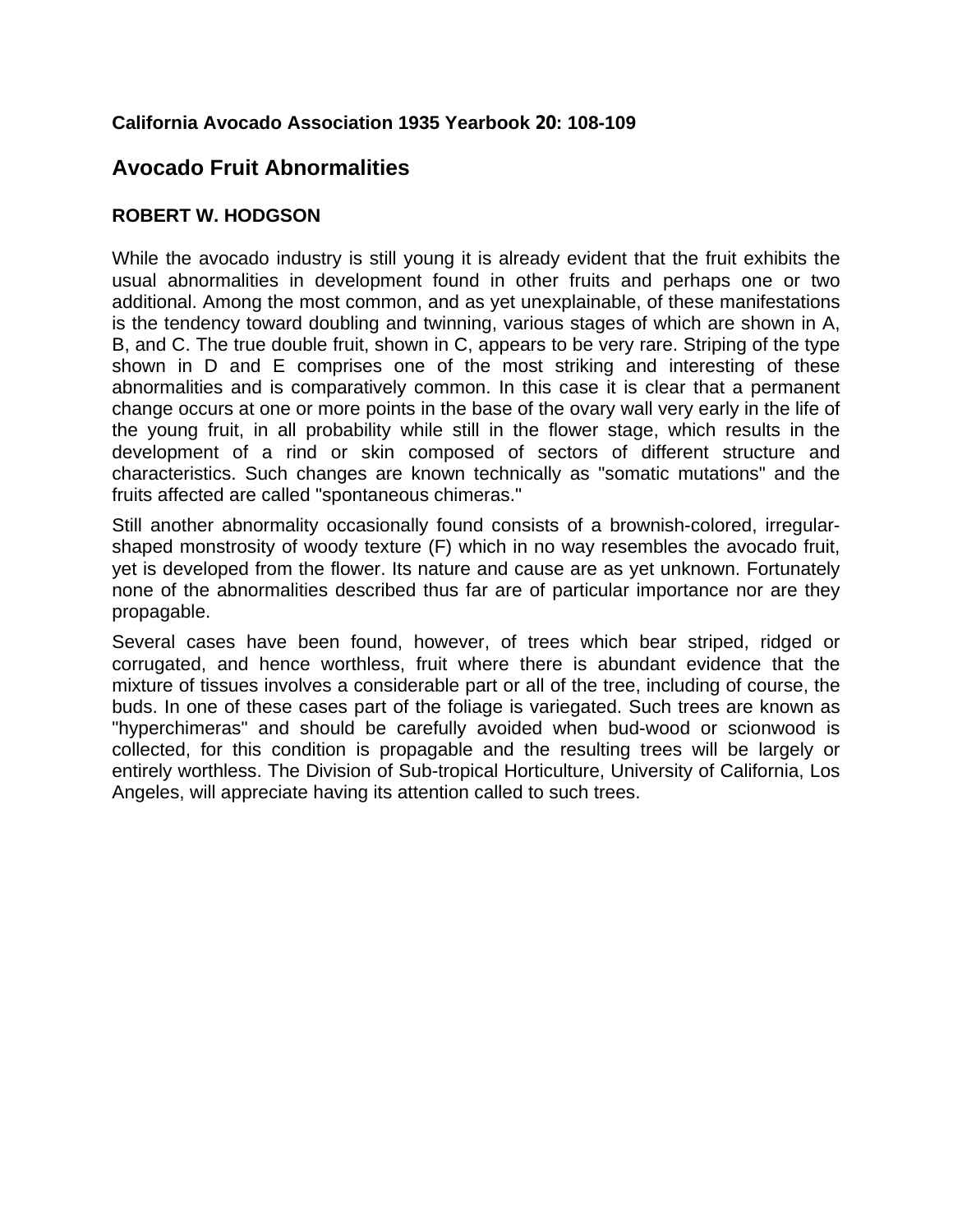**California Avocado Association 1935 Yearbook 20: 108-109**

# Avocado Fruit Abnormalities

**ROBERT W. HODGSON**

While the avocado industry is still young it is already evident that the fruit exhibits the usual abnormalities in development found in other fruits and perhaps one or two additional. Among the most common, and as yet unexplainable, of these manifestations is the tendency toward doubling and twinning, various stages of which are shown in A, B, and C. The true double fruit, shown in C, appears to be very rare. Striping of the type shown in D and E comprises one of the most striking and interesting of these abnormalities and is comparatively common. In this case it is clear that a permanent change occurs at one or more points in the base of the ovary wall very early in the life of the young fruit, in all probability while still in the flower stage, which results in the development of a rind or skin composed of sectors of different structure and characteristics. Such changes are known technically as "somatic mutations" and the fruits affected are called "spontaneous chimeras."

Still another abnormality occasionally found consists of a brownish-colored, irregular-shaped monstrosity of woody texture (F) which in no way resembles the avocado fruit, yet is developed from the flower. Its nature and cause are as yet unknown. Fortunately none of the abnormalities described thus far are of particular importance nor are they propagable.

Several cases have been found, however, of trees which bear striped, ridged or corrugated, and hence worthless, fruit where there is abundant evidence that the mixture of tissues involves a considerable part or all of the tree, including of course, the buds. In one of these cases part of the foliage is variegated. Such trees are known as "hyperchimeras" and should be carefully avoided when bud-wood or scionwood is collected, for this condition is propagable and the resulting trees will be largely or entirely worthless. The Division of Sub-tropical Horticulture, University of California, Los Angeles, will appreciate having its attention called to such trees.